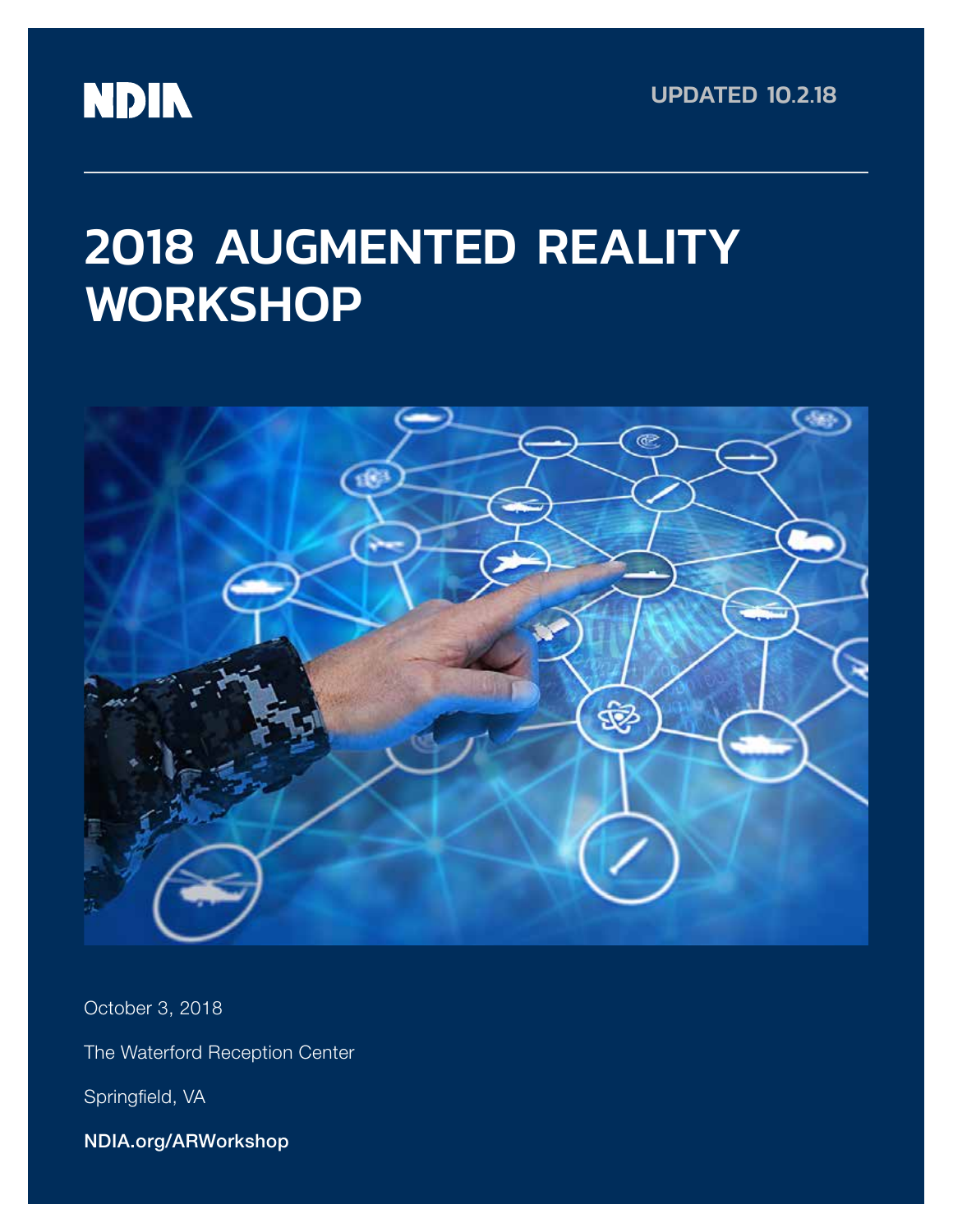NDIA

UPDATED 10.2.18

# 2018 AUGMENTED REALITY WORKSHOP

October 3, 2018

The Waterford Reception Center

Springfield, VA

**NDIA.org/ARWorkshop**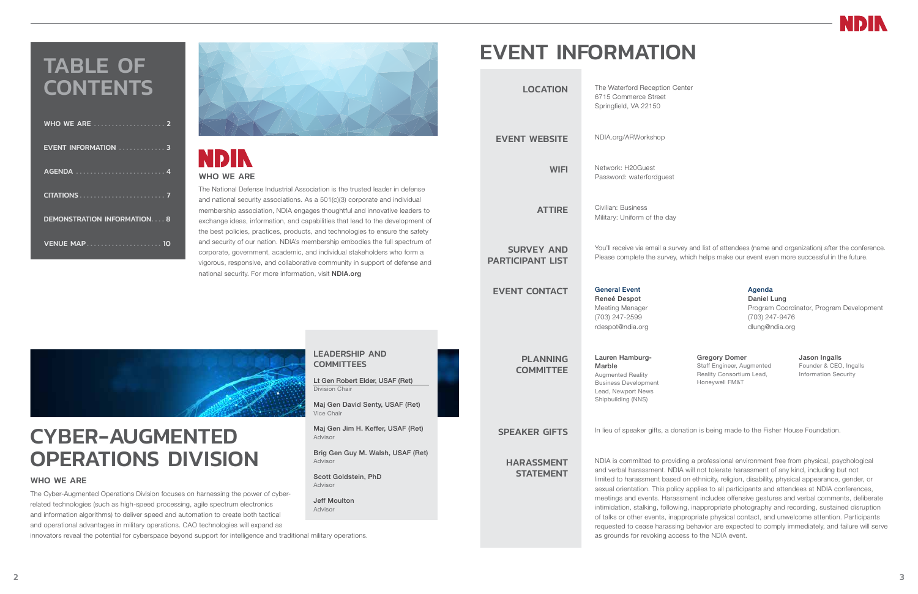# TABLE OF CONTENTS

- WHO WE ARE .................... 2
- EVENT INFORMATION ............. 3
- AGENDA ........................ 4
- CITATIONS ..................... 7
- DEMONSTRATION INFORMATION .... 8
- VENUE MAP ..................... 10

NDIA

## WHO WE ARE

The National Defense Industrial Association is the trusted leader in defense and national security associations. As a 501(c)(3) corporate and individual membership association, NDIA engages thoughtful and innovative leaders to exchange ideas, information, and capabilities that lead to the development of the best policies, practices, products, and technologies to ensure the safety and security of our nation. NDIA's membership embodies the full spectrum of corporate, government, academic, and individual stakeholders who form a vigorous, responsive, and collaborative community in support of defense and national security. For more information, visit **NDIA.org**

# CYBER-AUGMENTED OPERATIONS DIVISION

## WHO WE ARE

The Cyber-Augmented Operations Division focuses on harnessing the power of cyber-related technologies (such as high-speed processing, agile spectrum electronics and information algorithms) to deliver speed and automation to create both tactical and operational advantages in military operations. CAO technologies will expand as innovators reveal the potential for cyberspace beyond support for intelligence and traditional military operations.

## LEADERSHIP AND COMMITTEES

**Lt Gen Robert Elder, USAF (Ret)**
Division Chair

**Maj Gen David Senty, USAF (Ret)**
Vice Chair

**Maj Gen Jim H. Keffer, USAF (Ret)**
Advisor

**Brig Gen Guy M. Walsh, USAF (Ret)**
Advisor

**Scott Goldstein, PhD**
Advisor

**Jeff Moulton**
Advisor

# EVENT INFORMATION

## LOCATION

The Waterford Reception Center
6715 Commerce Street
Springfield, VA 22150

## EVENT WEBSITE

NDIA.org/ARWorkshop

## WIFI

Network: H20Guest
Password: waterfordguest

## ATTIRE

Civilian: Business
Military: Uniform of the day

## SURVEY AND PARTICIPANT LIST

You'll receive via email a survey and list of attendees (name and organization) after the conference. Please complete the survey, which helps make our event even more successful in the future.

## EVENT CONTACT

**General Event**
**Reneé Despot**
Meeting Manager
(703) 247-2599
rdespot@ndia.org

**Agenda**
**Daniel Lung**
Program Coordinator, Program Development
(703) 247-9476
dlung@ndia.org

## PLANNING COMMITTEE

**Lauren Hamburg-Marble**
Augmented Reality Business Development Lead, Newport News Shipbuilding (NNS)

**Gregory Domer**
Staff Engineer, Augmented Reality Consortium Lead, Honeywell FM&T

**Jason Ingalls**
Founder & CEO, Ingalls Information Security

## SPEAKER GIFTS

In lieu of speaker gifts, a donation is being made to the Fisher House Foundation.

## HARASSMENT STATEMENT

NDIA is committed to providing a professional environment free from physical, psychological and verbal harassment. NDIA will not tolerate harassment of any kind, including but not limited to harassment based on ethnicity, religion, disability, physical appearance, gender, or sexual orientation. This policy applies to all participants and attendees at NDIA conferences, meetings and events. Harassment includes offensive gestures and verbal comments, deliberate intimidation, stalking, following, inappropriate photography and recording, sustained disruption of talks or other events, inappropriate physical contact, and unwelcome attention. Participants requested to cease harassing behavior are expected to comply immediately, and failure will serve as grounds for revoking access to the NDIA event.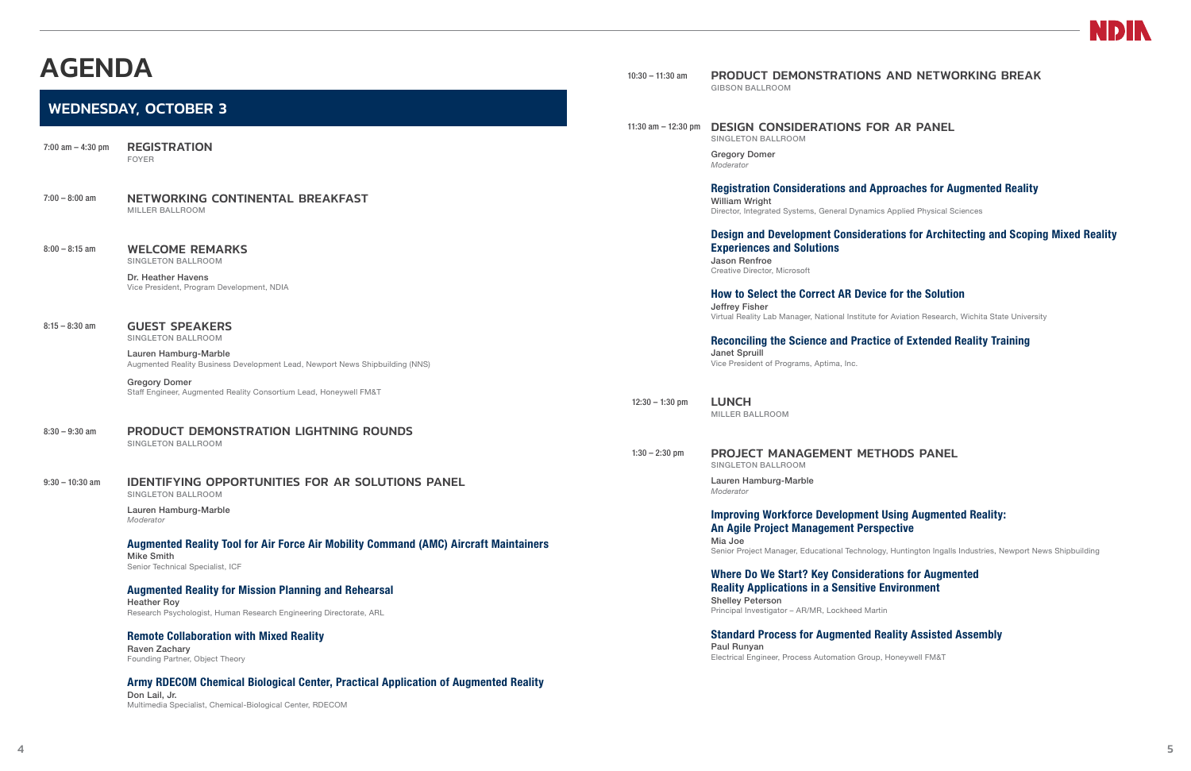# AGENDA

## WEDNESDAY, OCTOBER 3

7:00 am – 4:30 pm **REGISTRATION**
FOYER

7:00 – 8:00 am **NETWORKING CONTINENTAL BREAKFAST**
MILLER BALLROOM

8:00 – 8:15 am **WELCOME REMARKS**
SINGLETON BALLROOM

Dr. Heather Havens
Vice President, Program Development, NDIA

8:15 – 8:30 am **GUEST SPEAKERS**
SINGLETON BALLROOM

Lauren Hamburg-Marble
Augmented Reality Business Development Lead, Newport News Shipbuilding (NNS)

Gregory Domer
Staff Engineer, Augmented Reality Consortium Lead, Honeywell FM&T

8:30 – 9:30 am **PRODUCT DEMONSTRATION LIGHTNING ROUNDS**
SINGLETON BALLROOM

9:30 – 10:30 am **IDENTIFYING OPPORTUNITIES FOR AR SOLUTIONS PANEL**
SINGLETON BALLROOM

Lauren Hamburg-Marble
*Moderator*

**Augmented Reality Tool for Air Force Air Mobility Command (AMC) Aircraft Maintainers**
Mike Smith
Senior Technical Specialist, ICF

**Augmented Reality for Mission Planning and Rehearsal**
Heather Roy
Research Psychologist, Human Research Engineering Directorate, ARL

**Remote Collaboration with Mixed Reality**
Raven Zachary
Founding Partner, Object Theory

**Army RDECOM Chemical Biological Center, Practical Application of Augmented Reality**
Don Lail, Jr.
Multimedia Specialist, Chemical-Biological Center, RDECOM

10:30 – 11:30 am **PRODUCT DEMONSTRATIONS AND NETWORKING BREAK**
GIBSON BALLROOM

11:30 am – 12:30 pm **DESIGN CONSIDERATIONS FOR AR PANEL**
SINGLETON BALLROOM

Gregory Domer
*Moderator*

**Registration Considerations and Approaches for Augmented Reality**
William Wright
Director, Integrated Systems, General Dynamics Applied Physical Sciences

**Design and Development Considerations for Architecting and Scoping Mixed Reality Experiences and Solutions**
Jason Renfroe
Creative Director, Microsoft

**How to Select the Correct AR Device for the Solution**
Jeffrey Fisher
Virtual Reality Lab Manager, National Institute for Aviation Research, Wichita State University

**Reconciling the Science and Practice of Extended Reality Training**
Janet Spruill
Vice President of Programs, Aptima, Inc.

12:30 – 1:30 pm **LUNCH**
MILLER BALLROOM

1:30 – 2:30 pm **PROJECT MANAGEMENT METHODS PANEL**
SINGLETON BALLROOM

Lauren Hamburg-Marble
*Moderator*

**Improving Workforce Development Using Augmented Reality: An Agile Project Management Perspective**
Mia Joe
Senior Project Manager, Educational Technology, Huntington Ingalls Industries, Newport News Shipbuilding

**Where Do We Start? Key Considerations for Augmented Reality Applications in a Sensitive Environment**
Shelley Peterson
Principal Investigator – AR/MR, Lockheed Martin

**Standard Process for Augmented Reality Assisted Assembly**
Paul Runyan
Electrical Engineer, Process Automation Group, Honeywell FM&T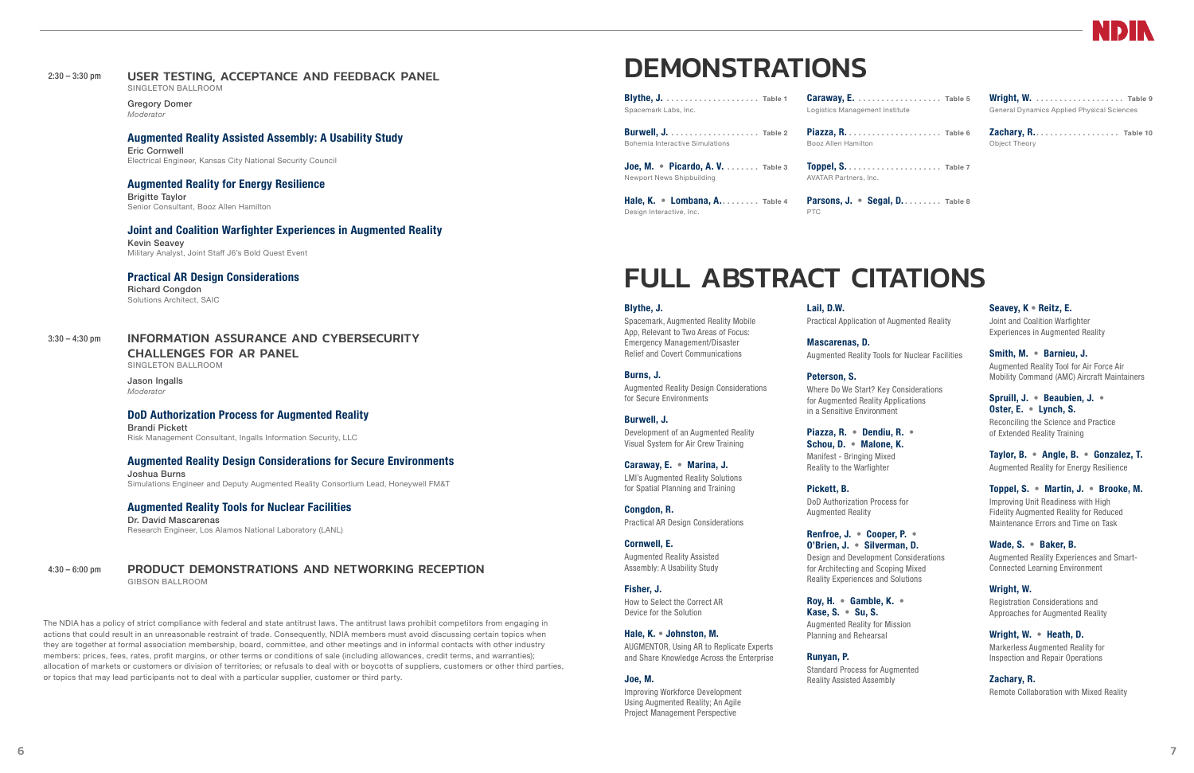**2:30 – 3:30 pm**

## USER TESTING, ACCEPTANCE AND FEEDBACK PANEL

SINGLETON BALLROOM

Gregory Domer
*Moderator*

### Augmented Reality Assisted Assembly: A Usability Study

Eric Cornwell
Electrical Engineer, Kansas City National Security Council

### Augmented Reality for Energy Resilience

Brigitte Taylor
Senior Consultant, Booz Allen Hamilton

### Joint and Coalition Warfighter Experiences in Augmented Reality

Kevin Seavey
Military Analyst, Joint Staff J6's Bold Quest Event

### Practical AR Design Considerations

Richard Congdon
Solutions Architect, SAIC

**3:30 – 4:30 pm**

## INFORMATION ASSURANCE AND CYBERSECURITY CHALLENGES FOR AR PANEL

SINGLETON BALLROOM

Jason Ingalls
*Moderator*

### DoD Authorization Process for Augmented Reality

Brandi Pickett
Risk Management Consultant, Ingalls Information Security, LLC

### Augmented Reality Design Considerations for Secure Environments

Joshua Burns
Simulations Engineer and Deputy Augmented Reality Consortium Lead, Honeywell FM&T

### Augmented Reality Tools for Nuclear Facilities

Dr. David Mascarenas
Research Engineer, Los Alamos National Laboratory (LANL)

**4:30 – 6:00 pm**

## PRODUCT DEMONSTRATIONS AND NETWORKING RECEPTION

GIBSON BALLROOM

The NDIA has a policy of strict compliance with federal and state antitrust laws. The antitrust laws prohibit competitors from engaging in actions that could result in an unreasonable restraint of trade. Consequently, NDIA members must avoid discussing certain topics when they are together at formal association membership, board, committee, and other meetings and in informal contacts with other industry members: prices, fees, rates, profit margins, or other terms or conditions of sale (including allowances, credit terms, and warranties); allocation of markets or customers or division of territories; or refusals to deal with or boycotts of suppliers, customers or other third parties, or topics that may lead participants not to deal with a particular supplier, customer or third party.

# DEMONSTRATIONS

**Blythe, J.** ..................... Table 1
Spacemark Labs, Inc.

**Burwell, J.** ..................... Table 2
Bohemia Interactive Simulations

**Joe, M. • Picardo, A. V.** ....... Table 3
Newport News Shipbuilding

**Hale, K. • Lombana, A.** ........ Table 4
Design Interactive, Inc.

**Caraway, E.** ..................... Table 5
Logistics Management Institute

**Piazza, R.** ..................... Table 6
Booz Allen Hamilton

**Toppel, S.** ..................... Table 7
AVATAR Partners, Inc.

**Parsons, J. • Segal, D.** ........ Table 8
PTC

**Wright, W.** ..................... Table 9
General Dynamics Applied Physical Sciences

**Zachary, R.** ..................... Table 10
Object Theory

# FULL ABSTRACT CITATIONS

**Blythe, J.**
Spacemark, Augmented Reality Mobile App, Relevant to Two Areas of Focus: Emergency Management/Disaster Relief and Covert Communications

**Burns, J.**
Augmented Reality Design Considerations for Secure Environments

**Burwell, J.**
Development of an Augmented Reality Visual System for Air Crew Training

**Caraway, E. • Marina, J.**
LMI's Augmented Reality Solutions for Spatial Planning and Training

**Congdon, R.**
Practical AR Design Considerations

**Cornwell, E.**
Augmented Reality Assisted Assembly: A Usability Study

**Fisher, J.**
How to Select the Correct AR Device for the Solution

**Hale, K. • Johnston, M.**
AUGMENTOR, Using AR to Replicate Experts and Share Knowledge Across the Enterprise

**Joe, M.**
Improving Workforce Development Using Augmented Reality; An Agile Project Management Perspective

**Lail, D.W.**
Practical Application of Augmented Reality

**Mascarenas, D.**
Augmented Reality Tools for Nuclear Facilities

**Peterson, S.**
Where Do We Start? Key Considerations for Augmented Reality Applications in a Sensitive Environment

**Piazza, R. • Dendiu, R. • Schou, D. • Malone, K.**
Manifest - Bringing Mixed Reality to the Warfighter

**Pickett, B.**
DoD Authorization Process for Augmented Reality

**Renfroe, J. • Cooper, P. • O'Brien, J. • Silverman, D.**
Design and Development Considerations for Architecting and Scoping Mixed Reality Experiences and Solutions

**Roy, H. • Gamble, K. • Kase, S. • Su, S.**
Augmented Reality for Mission Planning and Rehearsal

**Runyan, P.**
Standard Process for Augmented Reality Assisted Assembly

**Seavey, K • Reitz, E.**
Joint and Coalition Warfighter Experiences in Augmented Reality

**Smith, M. • Barnieu, J.**
Augmented Reality Tool for Air Force Air Mobility Command (AMC) Aircraft Maintainers

**Spruill, J. • Beaubien, J. • Oster, E. • Lynch, S.**
Reconciling the Science and Practice of Extended Reality Training

**Taylor, B. • Angle, B. • Gonzalez, T.**
Augmented Reality for Energy Resilience

**Toppel, S. • Martin, J. • Brooke, M.**
Improving Unit Readiness with High Fidelity Augmented Reality for Reduced Maintenance Errors and Time on Task

**Wade, S. • Baker, B.**
Augmented Reality Experiences and Smart-Connected Learning Environment

**Wright, W.**
Registration Considerations and Approaches for Augmented Reality

**Wright, W. • Heath, D.**
Markerless Augmented Reality for Inspection and Repair Operations

**Zachary, R.**
Remote Collaboration with Mixed Reality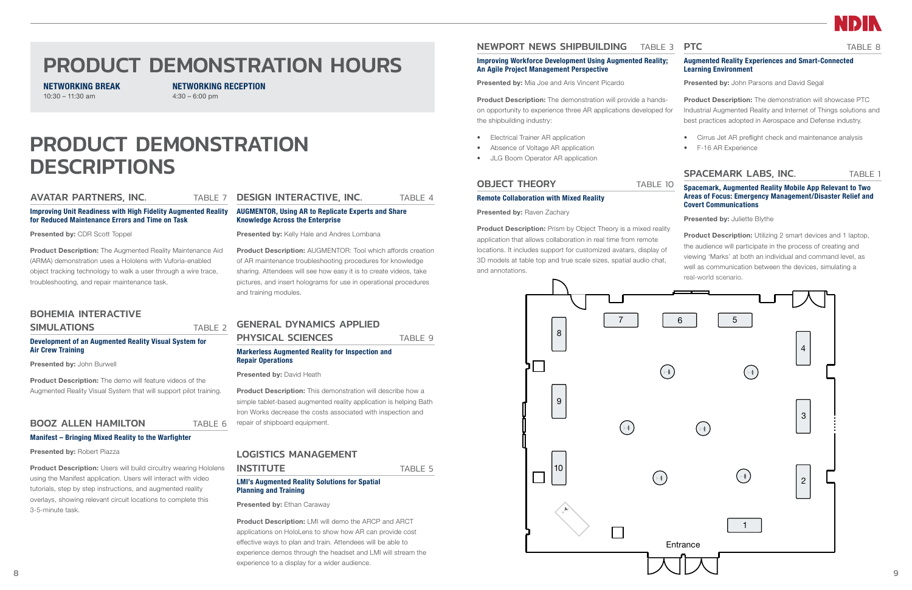# PRODUCT DEMONSTRATION HOURS

**NETWORKING BREAK**
10:30 – 11:30 am

**NETWORKING RECEPTION**
4:30 – 6:00 pm

# PRODUCT DEMONSTRATION DESCRIPTIONS

## AVATAR PARTNERS, INC. — TABLE 7

**Improving Unit Readiness with High Fidelity Augmented Reality for Reduced Maintenance Errors and Time on Task**

**Presented by:** CDR Scott Toppel

**Product Description:** The Augmented Reality Maintenance Aid (ARMA) demonstration uses a Hololens with Vuforia-enabled object tracking technology to walk a user through a wire trace, troubleshooting, and repair maintenance task.

## BOHEMIA INTERACTIVE SIMULATIONS — TABLE 2

**Development of an Augmented Reality Visual System for Air Crew Training**

**Presented by:** John Burwell

**Product Description:** The demo will feature videos of the Augmented Reality Visual System that will support pilot training.

## BOOZ ALLEN HAMILTON — TABLE 6

**Manifest – Bringing Mixed Reality to the Warfighter**

**Presented by:** Robert Piazza

**Product Description:** Users will build circuitry wearing Hololens using the Manifest application. Users will interact with video tutorials, step by step instructions, and augmented reality overlays, showing relevant circuit locations to complete this 3-5-minute task.

## DESIGN INTERACTIVE, INC. — TABLE 4

**AUGMENTOR, Using AR to Replicate Experts and Share Knowledge Across the Enterprise**

**Presented by:** Kelly Hale and Andres Lombana

**Product Description:** AUGMENTOR: Tool which affords creation of AR maintenance troubleshooting procedures for knowledge sharing. Attendees will see how easy it is to create videos, take pictures, and insert holograms for use in operational procedures and training modules.

## GENERAL DYNAMICS APPLIED PHYSICAL SCIENCES — TABLE 9

**Markerless Augmented Reality for Inspection and Repair Operations**

**Presented by:** David Heath

**Product Description:** This demonstration will describe how a simple tablet-based augmented reality application is helping Bath Iron Works decrease the costs associated with inspection and repair of shipboard equipment.

## LOGISTICS MANAGEMENT INSTITUTE — TABLE 5

**LMI's Augmented Reality Solutions for Spatial Planning and Training**

**Presented by:** Ethan Caraway

**Product Description:** LMI will demo the ARCP and ARCT applications on HoloLens to show how AR can provide cost effective ways to plan and train. Attendees will be able to experience demos through the headset and LMI will stream the experience to a display for a wider audience.

## NEWPORT NEWS SHIPBUILDING — TABLE 3

**Improving Workforce Development Using Augmented Reality; An Agile Project Management Perspective**

**Presented by:** Mia Joe and Aris Vincent Picardo

**Product Description:** The demonstration will provide a hands-on opportunity to experience three AR applications developed for the shipbuilding industry:

- Electrical Trainer AR application
- Absence of Voltage AR application
- JLG Boom Operator AR application

## OBJECT THEORY — TABLE 10

**Remote Collaboration with Mixed Reality**

**Presented by:** Raven Zachary

**Product Description:** Prism by Object Theory is a mixed reality application that allows collaboration in real time from remote locations. It includes support for customized avatars, display of 3D models at table top and true scale sizes, spatial audio chat, and annotations.

## PTC — TABLE 8

**Augmented Reality Experiences and Smart-Connected Learning Environment**

**Presented by:** John Parsons and David Segal

**Product Description:** The demonstration will showcase PTC Industrial Augmented Reality and Internet of Things solutions and best practices adopted in Aerospace and Defense industry.

- Cirrus Jet AR preflight check and maintenance analysis
- F-16 AR Experience

## SPACEMARK LABS, INC. — TABLE 1

**Spacemark, Augmented Reality Mobile App Relevant to Two Areas of Focus: Emergency Management/Disaster Relief and Covert Communications**

**Presented by:** Juliette Blythe

**Product Description:** Utilizing 2 smart devices and 1 laptop, the audience will participate in the process of creating and viewing 'Marks' at both an individual and command level, as well as communication between the devices, simulating a real-world scenario.

8 7 6 5 4 9 3 10 2 1

Entrance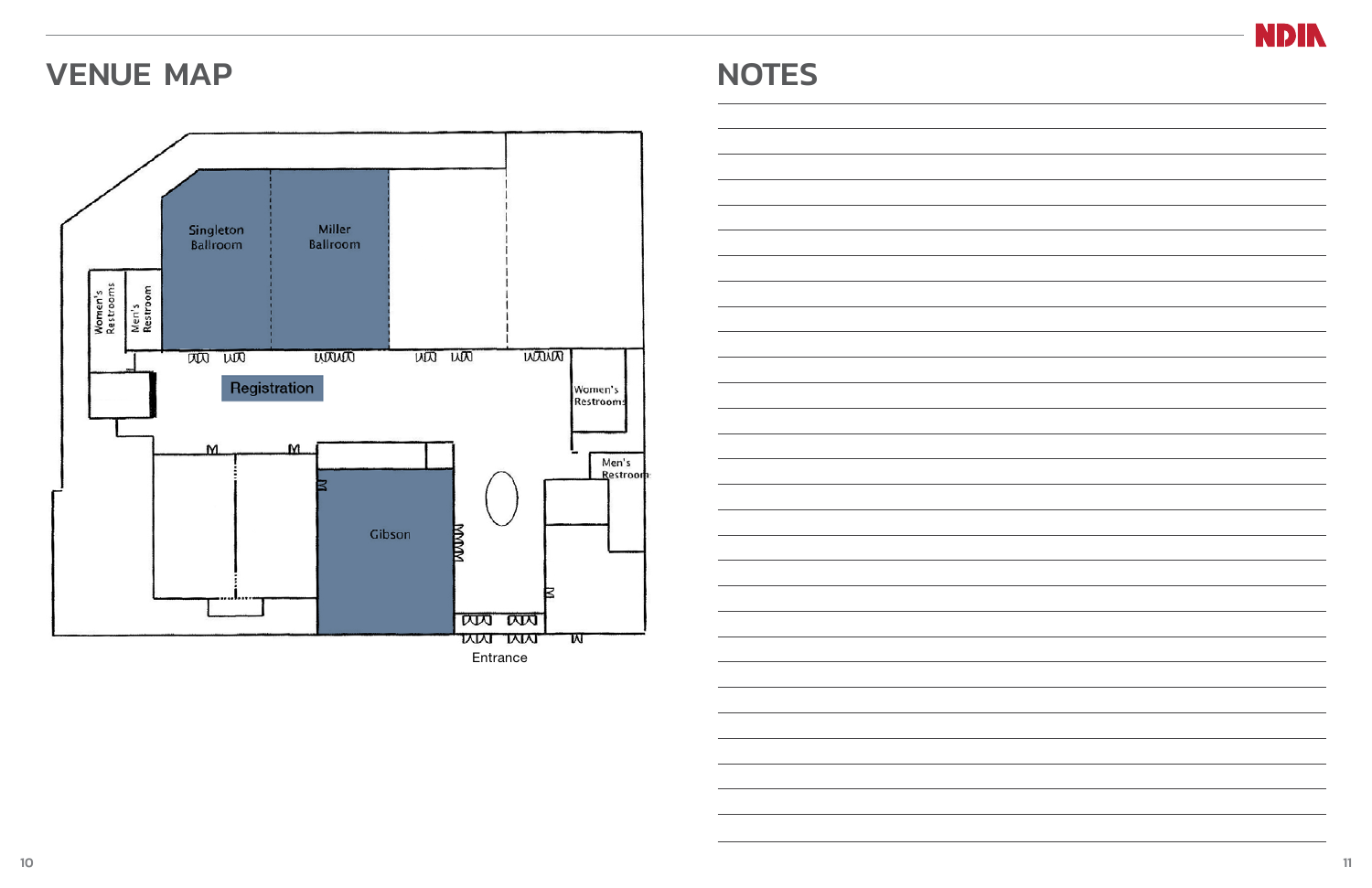## VENUE MAP

Singleton Ballroom

Miller Ballroom

Women's Restrooms

Men's Restroom

Registration

Women's Restrooms

Men's Restroom

Gibson

Entrance

## NOTES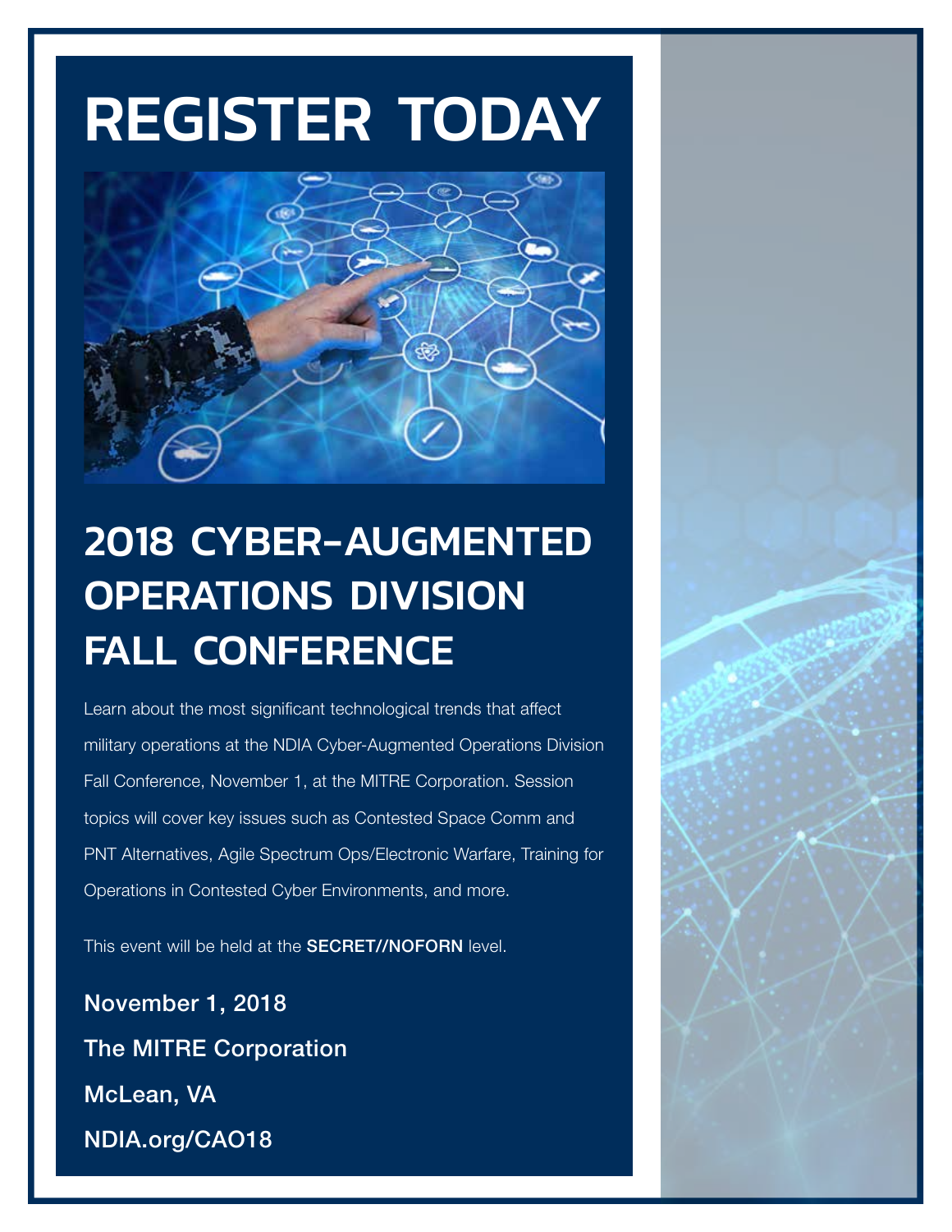# REGISTER TODAY

## 2018 CYBER-AUGMENTED OPERATIONS DIVISION FALL CONFERENCE

Learn about the most significant technological trends that affect military operations at the NDIA Cyber-Augmented Operations Division Fall Conference, November 1, at the MITRE Corporation. Session topics will cover key issues such as Contested Space Comm and PNT Alternatives, Agile Spectrum Ops/Electronic Warfare, Training for Operations in Contested Cyber Environments, and more.

This event will be held at the **SECRET//NOFORN** level.

**November 1, 2018**

**The MITRE Corporation**

**McLean, VA**

**NDIA.org/CAO18**